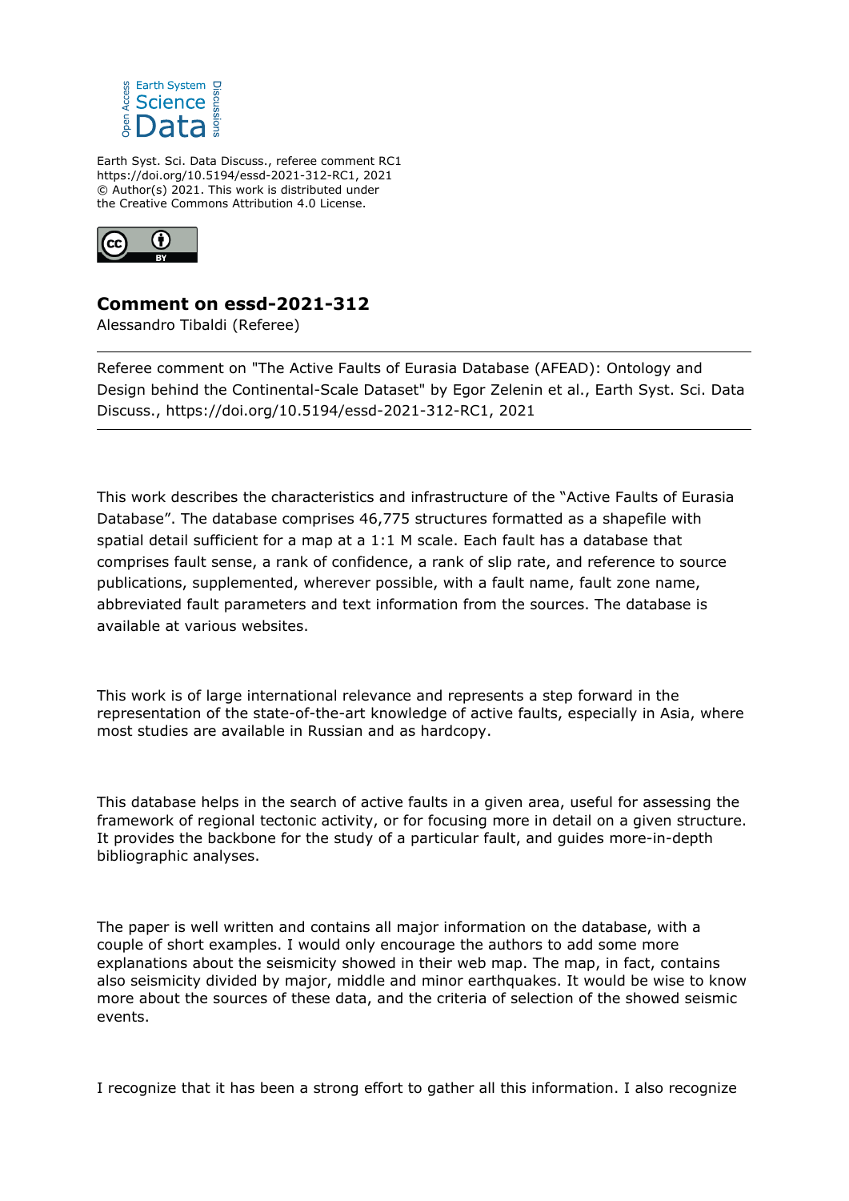Earth Syst. Sci. Data Discuss., referee comment RC1
https://doi.org/10.5194/essd-2021-312-RC1, 2021
© Author(s) 2021. This work is distributed under
the Creative Commons Attribution 4.0 License.

## Comment on essd-2021-312

Alessandro Tibaldi (Referee)

---

Referee comment on "The Active Faults of Eurasia Database (AFEAD): Ontology and Design behind the Continental-Scale Dataset" by Egor Zelenin et al., Earth Syst. Sci. Data Discuss., https://doi.org/10.5194/essd-2021-312-RC1, 2021

---

This work describes the characteristics and infrastructure of the "Active Faults of Eurasia Database". The database comprises 46,775 structures formatted as a shapefile with spatial detail sufficient for a map at a 1:1 M scale. Each fault has a database that comprises fault sense, a rank of confidence, a rank of slip rate, and reference to source publications, supplemented, wherever possible, with a fault name, fault zone name, abbreviated fault parameters and text information from the sources. The database is available at various websites.

This work is of large international relevance and represents a step forward in the representation of the state-of-the-art knowledge of active faults, especially in Asia, where most studies are available in Russian and as hardcopy.

This database helps in the search of active faults in a given area, useful for assessing the framework of regional tectonic activity, or for focusing more in detail on a given structure. It provides the backbone for the study of a particular fault, and guides more-in-depth bibliographic analyses.

The paper is well written and contains all major information on the database, with a couple of short examples. I would only encourage the authors to add some more explanations about the seismicity showed in their web map. The map, in fact, contains also seismicity divided by major, middle and minor earthquakes. It would be wise to know more about the sources of these data, and the criteria of selection of the showed seismic events.

I recognize that it has been a strong effort to gather all this information. I also recognize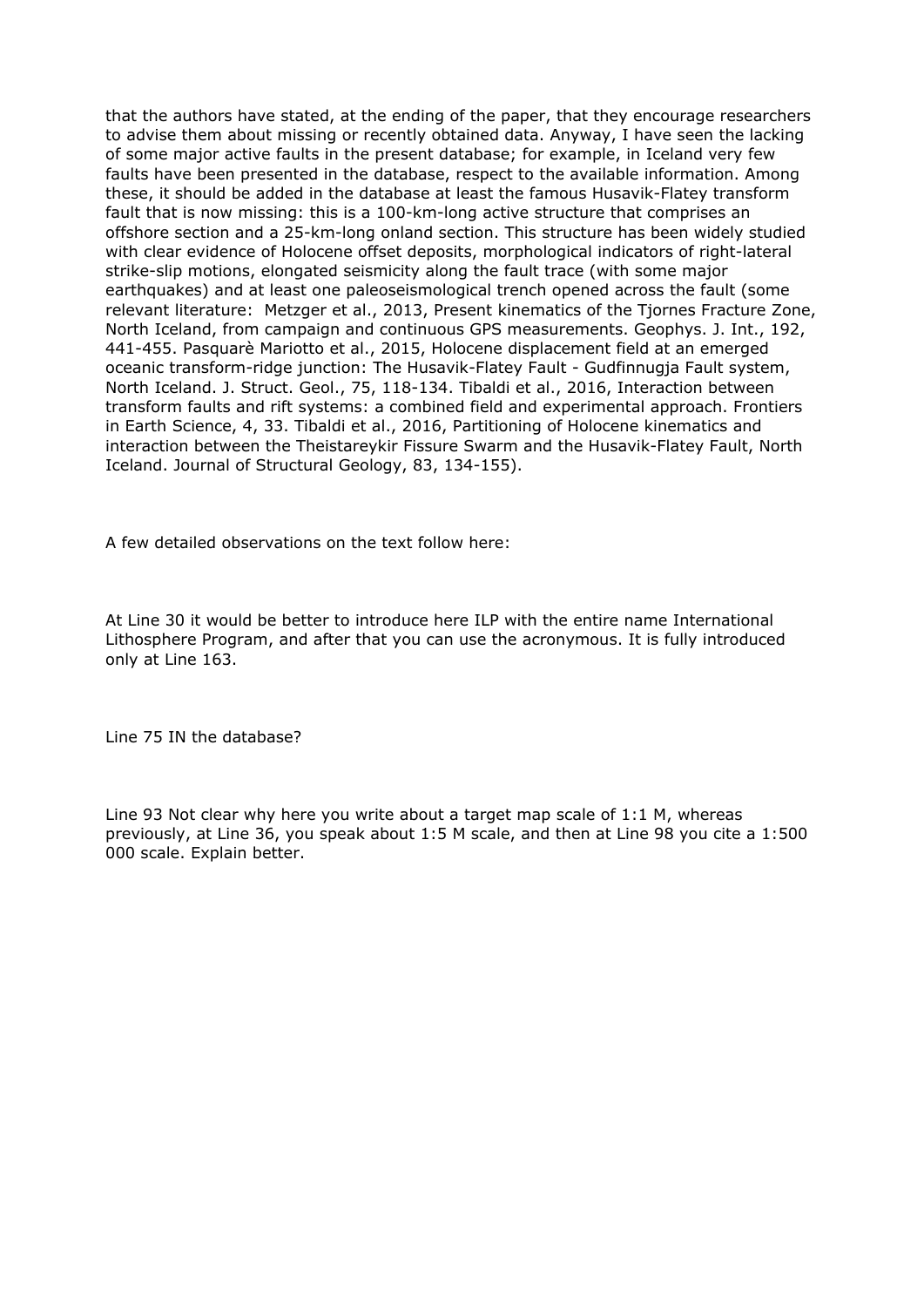that the authors have stated, at the ending of the paper, that they encourage researchers to advise them about missing or recently obtained data. Anyway, I have seen the lacking of some major active faults in the present database; for example, in Iceland very few faults have been presented in the database, respect to the available information. Among these, it should be added in the database at least the famous Husavik-Flatey transform fault that is now missing: this is a 100-km-long active structure that comprises an offshore section and a 25-km-long onland section. This structure has been widely studied with clear evidence of Holocene offset deposits, morphological indicators of right-lateral strike-slip motions, elongated seismicity along the fault trace (with some major earthquakes) and at least one paleoseismological trench opened across the fault (some relevant literature: Metzger et al., 2013, Present kinematics of the Tjornes Fracture Zone, North Iceland, from campaign and continuous GPS measurements. Geophys. J. Int., 192, 441-455. Pasquarè Mariotto et al., 2015, Holocene displacement field at an emerged oceanic transform-ridge junction: The Husavik-Flatey Fault - Gudfinnugja Fault system, North Iceland. J. Struct. Geol., 75, 118-134. Tibaldi et al., 2016, Interaction between transform faults and rift systems: a combined field and experimental approach. Frontiers in Earth Science, 4, 33. Tibaldi et al., 2016, Partitioning of Holocene kinematics and interaction between the Theistareykir Fissure Swarm and the Husavik-Flatey Fault, North Iceland. Journal of Structural Geology, 83, 134-155).

A few detailed observations on the text follow here:

At Line 30 it would be better to introduce here ILP with the entire name International Lithosphere Program, and after that you can use the acronymous. It is fully introduced only at Line 163.

Line 75 IN the database?

Line 93 Not clear why here you write about a target map scale of 1:1 M, whereas previously, at Line 36, you speak about 1:5 M scale, and then at Line 98 you cite a 1:500 000 scale. Explain better.